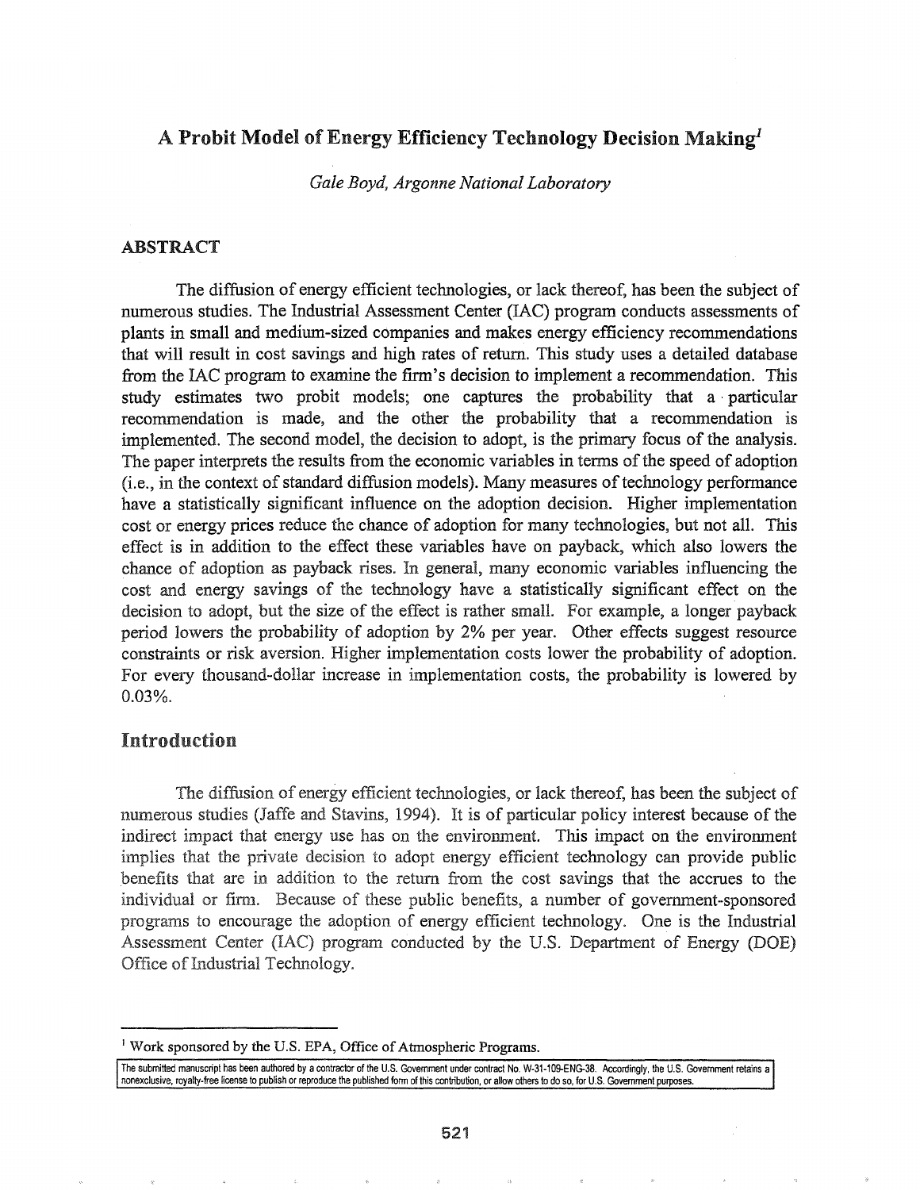# A Probit Model of Energy Efficiency Technology Decision Making[1]

*Gale Boyd, Argonne National Laboratory*

## ABSTRACT

The diffusion of energy efficient technologies, or lack thereof, has been the subject of numerous studies. The Industrial Assessment Center (IAC) program conducts assessments of plants in small and medium-sized companies and makes energy efficiency recommendations that will result in cost savings and high rates of return. This study uses a detailed database from the IAC program to examine the firm's decision to implement a recommendation. This study estimates two probit models; one captures the probability that a particular recommendation is made, and the other the probability that a recommendation is implemented. The second model, the decision to adopt, is the primary focus of the analysis. The paper interprets the results from the economic variables in terms of the speed of adoption (i.e., in the context of standard diffusion models). Many measures of technology performance have a statistically significant influence on the adoption decision. Higher implementation cost or energy prices reduce the chance of adoption for many technologies, but not all. This effect is in addition to the effect these variables have on payback, which also lowers the chance of adoption as payback rises. In general, many economic variables influencing the cost and energy savings of the technology have a statistically significant effect on the decision to adopt, but the size of the effect is rather small. For example, a longer payback period lowers the probability of adoption by 2% per year. Other effects suggest resource constraints or risk aversion. Higher implementation costs lower the probability of adoption. For every thousand-dollar increase in implementation costs, the probability is lowered by 0.03%.

## Introduction

The diffusion of energy efficient technologies, or lack thereof, has been the subject of numerous studies (Jaffe and Stavins, 1994). It is of particular policy interest because of the indirect impact that energy use has on the environment. This impact on the environment implies that the private decision to adopt energy efficient technology can provide public benefits that are in addition to the return from the cost savings that the accrues to the individual or firm. Because of these public benefits, a number of government-sponsored programs to encourage the adoption of energy efficient technology. One is the Industrial Assessment Center (IAC) program conducted by the U.S. Department of Energy (DOE) Office of Industrial Technology.

---

[1] Work sponsored by the U.S. EPA, Office of Atmospheric Programs.

The submitted manuscript has been authored by a contractor of the U.S. Government under contract No. W-31-109-ENG-38. Accordingly, the U.S. Government retains a nonexclusive, royalty-free license to publish or reproduce the published form of this contribution, or allow others to do so, for U.S. Government purposes.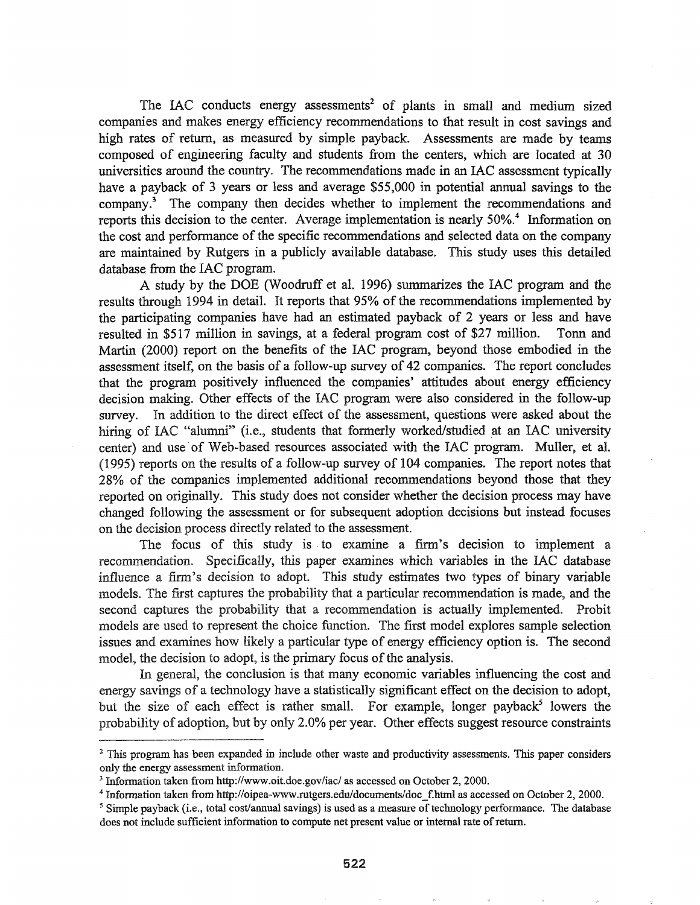The IAC conducts energy assessments[2] of plants in small and medium sized companies and makes energy efficiency recommendations to that result in cost savings and high rates of return, as measured by simple payback. Assessments are made by teams composed of engineering faculty and students from the centers, which are located at 30 universities around the country. The recommendations made in an IAC assessment typically have a payback of 3 years or less and average $55,000 in potential annual savings to the company.[3] The company then decides whether to implement the recommendations and reports this decision to the center. Average implementation is nearly 50%.[4] Information on the cost and performance of the specific recommendations and selected data on the company are maintained by Rutgers in a publicly available database. This study uses this detailed database from the IAC program.

A study by the DOE (Woodruff et al. 1996) summarizes the IAC program and the results through 1994 in detail. It reports that 95% of the recommendations implemented by the participating companies have had an estimated payback of 2 years or less and have resulted in $517 million in savings, at a federal program cost of $27 million. Tonn and Martin (2000) report on the benefits of the IAC program, beyond those embodied in the assessment itself, on the basis of a follow-up survey of 42 companies. The report concludes that the program positively influenced the companies' attitudes about energy efficiency decision making. Other effects of the IAC program were also considered in the follow-up survey. In addition to the direct effect of the assessment, questions were asked about the hiring of IAC "alumni" (i.e., students that formerly worked/studied at an IAC university center) and use of Web-based resources associated with the IAC program. Muller, et al. (1995) reports on the results of a follow-up survey of 104 companies. The report notes that 28% of the companies implemented additional recommendations beyond those that they reported on originally. This study does not consider whether the decision process may have changed following the assessment or for subsequent adoption decisions but instead focuses on the decision process directly related to the assessment.

The focus of this study is to examine a firm's decision to implement a recommendation. Specifically, this paper examines which variables in the IAC database influence a firm's decision to adopt. This study estimates two types of binary variable models. The first captures the probability that a particular recommendation is made, and the second captures the probability that a recommendation is actually implemented. Probit models are used to represent the choice function. The first model explores sample selection issues and examines how likely a particular type of energy efficiency option is. The second model, the decision to adopt, is the primary focus of the analysis.

In general, the conclusion is that many economic variables influencing the cost and energy savings of a technology have a statistically significant effect on the decision to adopt, but the size of each effect is rather small. For example, longer payback[5] lowers the probability of adoption, but by only 2.0% per year. Other effects suggest resource constraints

---

[2] This program has been expanded in include other waste and productivity assessments. This paper considers only the energy assessment information.

[3] Information taken from http://www.oit.doe.gov/iac/ as accessed on October 2, 2000.

[4] Information taken from http://oipea-www.rutgers.edu/documents/doc_f.html as accessed on October 2, 2000.

[5] Simple payback (i.e., total cost/annual savings) is used as a measure of technology performance. The database does not include sufficient information to compute net present value or internal rate of return.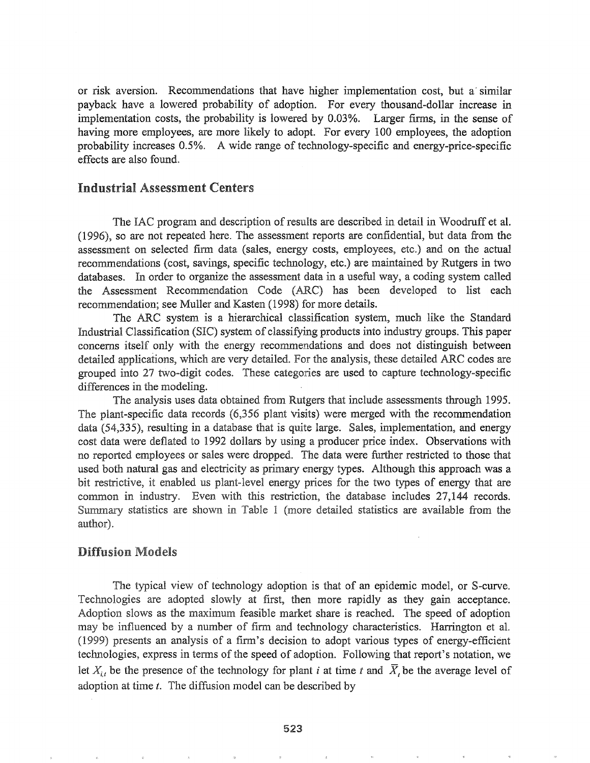or risk aversion. Recommendations that have higher implementation cost, but a similar payback have a lowered probability of adoption. For every thousand-dollar increase in implementation costs, the probability is lowered by 0.03%. Larger firms, in the sense of having more employees, are more likely to adopt. For every 100 employees, the adoption probability increases 0.5%. A wide range of technology-specific and energy-price-specific effects are also found.

## Industrial Assessment Centers

The IAC program and description of results are described in detail in Woodruff et al. (1996), so are not repeated here. The assessment reports are confidential, but data from the assessment on selected firm data (sales, energy costs, employees, etc.) and on the actual recommendations (cost, savings, specific technology, etc.) are maintained by Rutgers in two databases. In order to organize the assessment data in a useful way, a coding system called the Assessment Recommendation Code (ARC) has been developed to list each recommendation; see Muller and Kasten (1998) for more details.

The ARC system is a hierarchical classification system, much like the Standard Industrial Classification (SIC) system of classifying products into industry groups. This paper concerns itself only with the energy recommendations and does not distinguish between detailed applications, which are very detailed. For the analysis, these detailed ARC codes are grouped into 27 two-digit codes. These categories are used to capture technology-specific differences in the modeling.

The analysis uses data obtained from Rutgers that include assessments through 1995. The plant-specific data records (6,356 plant visits) were merged with the recommendation data (54,335), resulting in a database that is quite large. Sales, implementation, and energy cost data were deflated to 1992 dollars by using a producer price index. Observations with no reported employees or sales were dropped. The data were further restricted to those that used both natural gas and electricity as primary energy types. Although this approach was a bit restrictive, it enabled us plant-level energy prices for the two types of energy that are common in industry. Even with this restriction, the database includes 27,144 records. Summary statistics are shown in Table 1 (more detailed statistics are available from the author).

## Diffusion Models

The typical view of technology adoption is that of an epidemic model, or S-curve. Technologies are adopted slowly at first, then more rapidly as they gain acceptance. Adoption slows as the maximum feasible market share is reached. The speed of adoption may be influenced by a number of firm and technology characteristics. Harrington et al. (1999) presents an analysis of a firm's decision to adopt various types of energy-efficient technologies, express in terms of the speed of adoption. Following that report's notation, we let $X_{i,t}$ be the presence of the technology for plant $i$ at time $t$ and $\overline{X}_t$ be the average level of adoption at time $t$. The diffusion model can be described by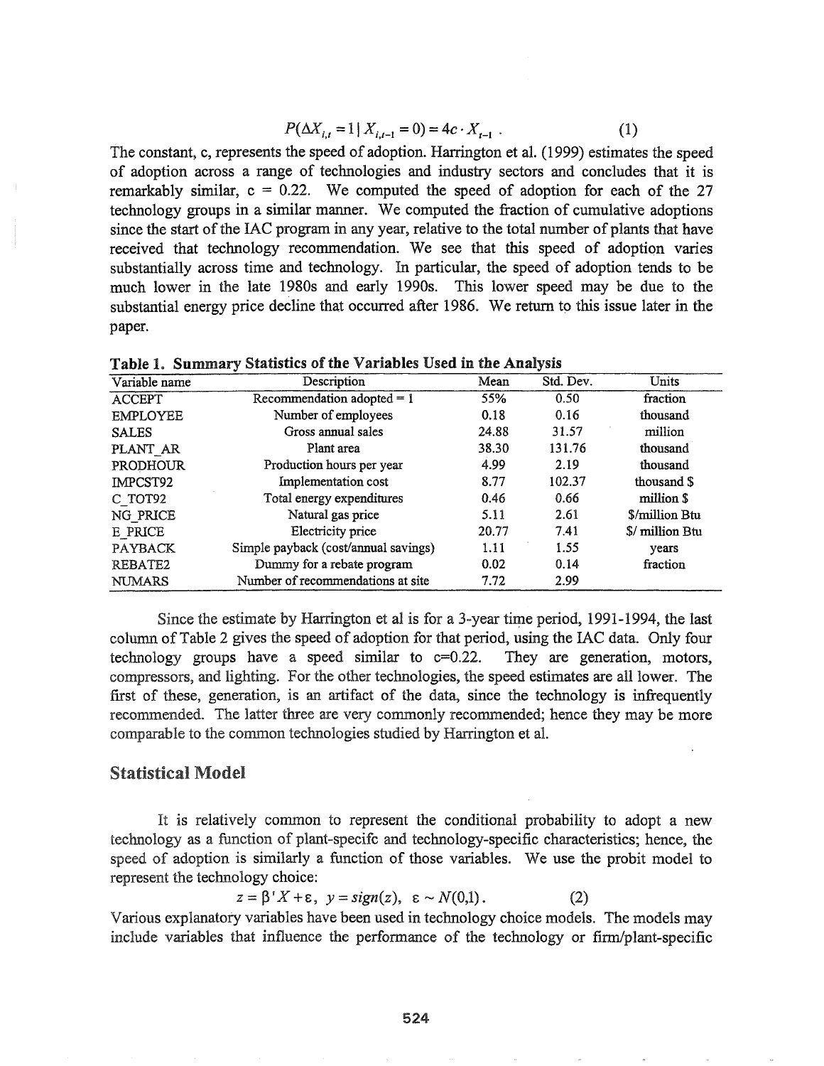$$P(\Delta X_{i,t} = 1 \mid X_{i,t-1} = 0) = 4c \cdot X_{t-1} \,. \tag{1}$$

The constant, c, represents the speed of adoption. Harrington et al. (1999) estimates the speed of adoption across a range of technologies and industry sectors and concludes that it is remarkably similar, c = 0.22. We computed the speed of adoption for each of the 27 technology groups in a similar manner. We computed the fraction of cumulative adoptions since the start of the IAC program in any year, relative to the total number of plants that have received that technology recommendation. We see that this speed of adoption varies substantially across time and technology. In particular, the speed of adoption tends to be much lower in the late 1980s and early 1990s. This lower speed may be due to the substantial energy price decline that occurred after 1986. We return to this issue later in the paper.

**Table 1. Summary Statistics of the Variables Used in the Analysis**

| Variable name | Description | Mean | Std. Dev. | Units |
|---|---|---|---|---|
| ACCEPT | Recommendation adopted = 1 | 55% | 0.50 | fraction |
| EMPLOYEE | Number of employees | 0.18 | 0.16 | thousand |
| SALES | Gross annual sales | 24.88 | 31.57 | million |
| PLANT_AR | Plant area | 38.30 | 131.76 | thousand |
| PRODHOUR | Production hours per year | 4.99 | 2.19 | thousand |
| IMPCST92 | Implementation cost | 8.77 | 102.37 | thousand $ |
| C_TOT92 | Total energy expenditures | 0.46 | 0.66 | million $ |
| NG_PRICE | Natural gas price | 5.11 | 2.61 | $/million Btu |
| E_PRICE | Electricity price | 20.77 | 7.41 | $/ million Btu |
| PAYBACK | Simple payback (cost/annual savings) | 1.11 | 1.55 | years |
| REBATE2 | Dummy for a rebate program | 0.02 | 0.14 | fraction |
| NUMARS | Number of recommendations at site | 7.72 | 2.99 | |

Since the estimate by Harrington et al is for a 3-year time period, 1991-1994, the last column of Table 2 gives the speed of adoption for that period, using the IAC data. Only four technology groups have a speed similar to c=0.22. They are generation, motors, compressors, and lighting. For the other technologies, the speed estimates are all lower. The first of these, generation, is an artifact of the data, since the technology is infrequently recommended. The latter three are very commonly recommended; hence they may be more comparable to the common technologies studied by Harrington et al.

## Statistical Model

It is relatively common to represent the conditional probability to adopt a new technology as a function of plant-specifc and technology-specific characteristics; hence, the speed of adoption is similarly a function of those variables. We use the probit model to represent the technology choice:

$$z = \beta' X + \varepsilon, \;\; y = sign(z), \;\; \varepsilon \sim N(0,1) \,. \tag{2}$$

Various explanatory variables have been used in technology choice models. The models may include variables that influence the performance of the technology or firm/plant-specific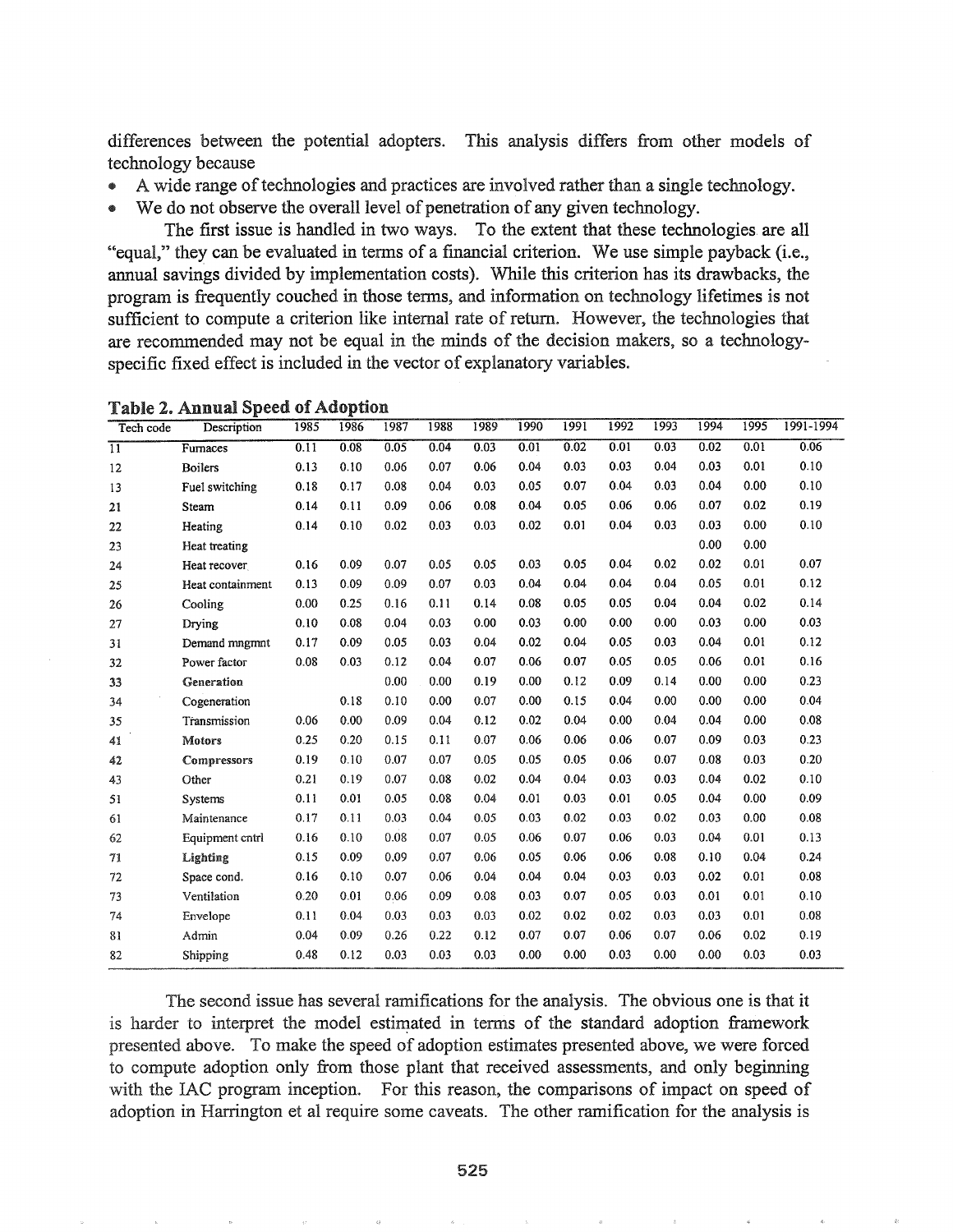differences between the potential adopters. This analysis differs from other models of technology because

- A wide range of technologies and practices are involved rather than a single technology.
- We do not observe the overall level of penetration of any given technology.

The first issue is handled in two ways. To the extent that these technologies are all "equal," they can be evaluated in terms of a financial criterion. We use simple payback (i.e., annual savings divided by implementation costs). While this criterion has its drawbacks, the program is frequently couched in those terms, and information on technology lifetimes is not sufficient to compute a criterion like internal rate of return. However, the technologies that are recommended may not be equal in the minds of the decision makers, so a technology-specific fixed effect is included in the vector of explanatory variables.

**Table 2. Annual Speed of Adoption**

| Tech code | Description | 1985 | 1986 | 1987 | 1988 | 1989 | 1990 | 1991 | 1992 | 1993 | 1994 | 1995 | 1991-1994 |
|---|---|---|---|---|---|---|---|---|---|---|---|---|---|
| 11 | Furnaces | 0.11 | 0.08 | 0.05 | 0.04 | 0.03 | 0.01 | 0.02 | 0.01 | 0.03 | 0.02 | 0.01 | 0.06 |
| 12 | Boilers | 0.13 | 0.10 | 0.06 | 0.07 | 0.06 | 0.04 | 0.03 | 0.03 | 0.04 | 0.03 | 0.01 | 0.10 |
| 13 | Fuel switching | 0.18 | 0.17 | 0.08 | 0.04 | 0.03 | 0.05 | 0.07 | 0.04 | 0.03 | 0.04 | 0.00 | 0.10 |
| 21 | Steam | 0.14 | 0.11 | 0.09 | 0.06 | 0.08 | 0.04 | 0.05 | 0.06 | 0.06 | 0.07 | 0.02 | 0.19 |
| 22 | Heating | 0.14 | 0.10 | 0.02 | 0.03 | 0.03 | 0.02 | 0.01 | 0.04 | 0.03 | 0.03 | 0.00 | 0.10 |
| 23 | Heat treating | | | | | | | | | | 0.00 | 0.00 | |
| 24 | Heat recover | 0.16 | 0.09 | 0.07 | 0.05 | 0.05 | 0.03 | 0.05 | 0.04 | 0.02 | 0.02 | 0.01 | 0.07 |
| 25 | Heat containment | 0.13 | 0.09 | 0.09 | 0.07 | 0.03 | 0.04 | 0.04 | 0.04 | 0.04 | 0.05 | 0.01 | 0.12 |
| 26 | Cooling | 0.00 | 0.25 | 0.16 | 0.11 | 0.14 | 0.08 | 0.05 | 0.05 | 0.04 | 0.04 | 0.02 | 0.14 |
| 27 | Drying | 0.10 | 0.08 | 0.04 | 0.03 | 0.00 | 0.03 | 0.00 | 0.00 | 0.00 | 0.03 | 0.00 | 0.03 |
| 31 | Demand mngmnt | 0.17 | 0.09 | 0.05 | 0.03 | 0.04 | 0.02 | 0.04 | 0.05 | 0.03 | 0.04 | 0.01 | 0.12 |
| 32 | Power factor | 0.08 | 0.03 | 0.12 | 0.04 | 0.07 | 0.06 | 0.07 | 0.05 | 0.05 | 0.06 | 0.01 | 0.16 |
| 33 | **Generation** | | | 0.00 | 0.00 | 0.19 | 0.00 | 0.12 | 0.09 | 0.14 | 0.00 | 0.00 | 0.23 |
| 34 | Cogeneration | | 0.18 | 0.10 | 0.00 | 0.07 | 0.00 | 0.15 | 0.04 | 0.00 | 0.00 | 0.00 | 0.04 |
| 35 | Transmission | 0.06 | 0.00 | 0.09 | 0.04 | 0.12 | 0.02 | 0.04 | 0.00 | 0.04 | 0.04 | 0.00 | 0.08 |
| 41 | **Motors** | 0.25 | 0.20 | 0.15 | 0.11 | 0.07 | 0.06 | 0.06 | 0.06 | 0.07 | 0.09 | 0.03 | 0.23 |
| 42 | **Compressors** | 0.19 | 0.10 | 0.07 | 0.07 | 0.05 | 0.05 | 0.05 | 0.06 | 0.07 | 0.08 | 0.03 | 0.20 |
| 43 | Other | 0.21 | 0.19 | 0.07 | 0.08 | 0.02 | 0.04 | 0.04 | 0.03 | 0.03 | 0.04 | 0.02 | 0.10 |
| 51 | Systems | 0.11 | 0.01 | 0.05 | 0.08 | 0.04 | 0.01 | 0.03 | 0.01 | 0.05 | 0.04 | 0.00 | 0.09 |
| 61 | Maintenance | 0.17 | 0.11 | 0.03 | 0.04 | 0.05 | 0.03 | 0.02 | 0.03 | 0.02 | 0.03 | 0.00 | 0.08 |
| 62 | Equipment cntrl | 0.16 | 0.10 | 0.08 | 0.07 | 0.05 | 0.06 | 0.07 | 0.06 | 0.03 | 0.04 | 0.01 | 0.13 |
| 71 | **Lighting** | 0.15 | 0.09 | 0.09 | 0.07 | 0.06 | 0.05 | 0.06 | 0.06 | 0.08 | 0.10 | 0.04 | 0.24 |
| 72 | Space cond. | 0.16 | 0.10 | 0.07 | 0.06 | 0.04 | 0.04 | 0.04 | 0.03 | 0.03 | 0.02 | 0.01 | 0.08 |
| 73 | Ventilation | 0.20 | 0.01 | 0.06 | 0.09 | 0.08 | 0.03 | 0.07 | 0.05 | 0.03 | 0.01 | 0.01 | 0.10 |
| 74 | Envelope | 0.11 | 0.04 | 0.03 | 0.03 | 0.03 | 0.02 | 0.02 | 0.02 | 0.03 | 0.03 | 0.01 | 0.08 |
| 81 | Admin | 0.04 | 0.09 | 0.26 | 0.22 | 0.12 | 0.07 | 0.07 | 0.06 | 0.07 | 0.06 | 0.02 | 0.19 |
| 82 | Shipping | 0.48 | 0.12 | 0.03 | 0.03 | 0.03 | 0.00 | 0.00 | 0.03 | 0.00 | 0.00 | 0.03 | 0.03 |

The second issue has several ramifications for the analysis. The obvious one is that it is harder to interpret the model estimated in terms of the standard adoption framework presented above. To make the speed of adoption estimates presented above, we were forced to compute adoption only from those plant that received assessments, and only beginning with the IAC program inception. For this reason, the comparisons of impact on speed of adoption in Harrington et al require some caveats. The other ramification for the analysis is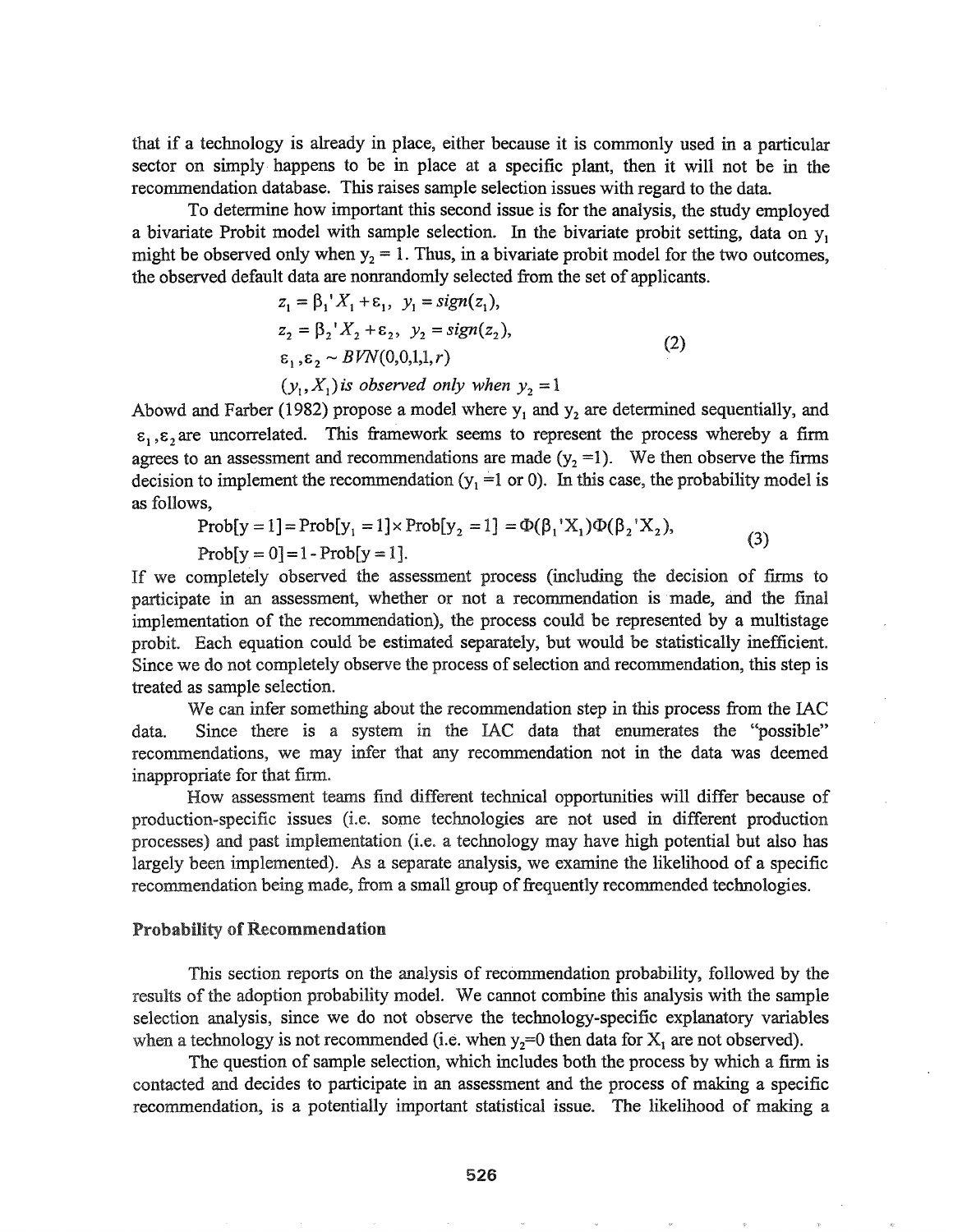that if a technology is already in place, either because it is commonly used in a particular sector on simply happens to be in place at a specific plant, then it will not be in the recommendation database. This raises sample selection issues with regard to the data.

To determine how important this second issue is for the analysis, the study employed a bivariate Probit model with sample selection. In the bivariate probit setting, data on $y_1$ might be observed only when $y_2 = 1$. Thus, in a bivariate probit model for the two outcomes, the observed default data are nonrandomly selected from the set of applicants.

$$
\begin{aligned}
&z_1 = \beta_1' X_1 + \varepsilon_1, \; y_1 = sign(z_1), \\
&z_2 = \beta_2' X_2 + \varepsilon_2, \; y_2 = sign(z_2), \\
&\varepsilon_1, \varepsilon_2 \sim BVN(0,0,1,1,r) \\
&(y_1, X_1) \text{ is observed only when } y_2 = 1
\end{aligned}
\tag{2}
$$

Abowd and Farber (1982) propose a model where $y_1$ and $y_2$ are determined sequentially, and $\varepsilon_1, \varepsilon_2$ are uncorrelated. This framework seems to represent the process whereby a firm agrees to an assessment and recommendations are made ($y_2 = 1$). We then observe the firms decision to implement the recommendation ($y_1 = 1$ or 0). In this case, the probability model is as follows,

$$
\begin{aligned}
&\text{Prob}[y = 1] = \text{Prob}[y_1 = 1] \times \text{Prob}[y_2 = 1] = \Phi(\beta_1' X_1)\Phi(\beta_2' X_2), \\
&\text{Prob}[y = 0] = 1 - \text{Prob}[y = 1].
\end{aligned}
\tag{3}
$$

If we completely observed the assessment process (including the decision of firms to participate in an assessment, whether or not a recommendation is made, and the final implementation of the recommendation), the process could be represented by a multistage probit. Each equation could be estimated separately, but would be statistically inefficient. Since we do not completely observe the process of selection and recommendation, this step is treated as sample selection.

We can infer something about the recommendation step in this process from the IAC data. Since there is a system in the IAC data that enumerates the "possible" recommendations, we may infer that any recommendation not in the data was deemed inappropriate for that firm.

How assessment teams find different technical opportunities will differ because of production-specific issues (i.e. some technologies are not used in different production processes) and past implementation (i.e. a technology may have high potential but also has largely been implemented). As a separate analysis, we examine the likelihood of a specific recommendation being made, from a small group of frequently recommended technologies.

### Probability of Recommendation

This section reports on the analysis of recommendation probability, followed by the results of the adoption probability model. We cannot combine this analysis with the sample selection analysis, since we do not observe the technology-specific explanatory variables when a technology is not recommended (i.e. when $y_2 = 0$ then data for $X_1$ are not observed).

The question of sample selection, which includes both the process by which a firm is contacted and decides to participate in an assessment and the process of making a specific recommendation, is a potentially important statistical issue. The likelihood of making a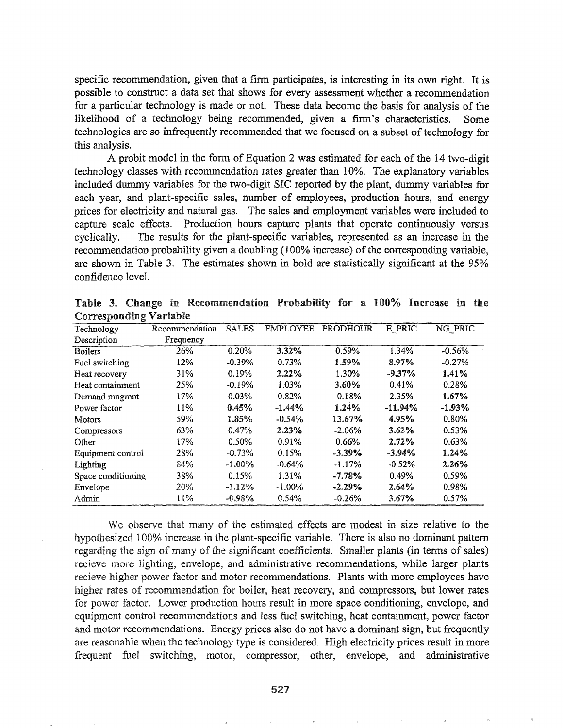specific recommendation, given that a firm participates, is interesting in its own right. It is possible to construct a data set that shows for every assessment whether a recommendation for a particular technology is made or not. These data become the basis for analysis of the likelihood of a technology being recommended, given a firm's characteristics. Some technologies are so infrequently recommended that we focused on a subset of technology for this analysis.

A probit model in the form of Equation 2 was estimated for each of the 14 two-digit technology classes with recommendation rates greater than 10%. The explanatory variables included dummy variables for the two-digit SIC reported by the plant, dummy variables for each year, and plant-specific sales, number of employees, production hours, and energy prices for electricity and natural gas. The sales and employment variables were included to capture scale effects. Production hours capture plants that operate continuously versus cyclically. The results for the plant-specific variables, represented as an increase in the recommendation probability given a doubling (100% increase) of the corresponding variable, are shown in Table 3. The estimates shown in bold are statistically significant at the 95% confidence level.

**Table 3. Change in Recommendation Probability for a 100% Increase in the Corresponding Variable**

| Technology Description | Recommendation Frequency | SALES | EMPLOYEE | PRODHOUR | E_PRIC | NG_PRIC |
|---|---|---|---|---|---|---|
| Boilers | 26% | 0.20% | **3.32%** | 0.59% | 1.34% | -0.56% |
| Fuel switching | 12% | -0.39% | 0.73% | **1.59%** | **8.97%** | -0.27% |
| Heat recovery | 31% | 0.19% | **2.22%** | 1.30% | **-9.37%** | **1.41%** |
| Heat containment | 25% | -0.19% | 1.03% | **3.60%** | 0.41% | 0.28% |
| Demand mngmnt | 17% | 0.03% | 0.82% | -0.18% | 2.35% | **1.67%** |
| Power factor | 11% | **0.45%** | **-1.44%** | **1.24%** | **-11.94%** | **-1.93%** |
| Motors | 59% | **1.85%** | -0.54% | **13.67%** | **4.95%** | 0.80% |
| Compressors | 63% | 0.47% | **2.23%** | -2.06% | **3.62%** | 0.53% |
| Other | 17% | 0.50% | 0.91% | 0.66% | **2.72%** | 0.63% |
| Equipment control | 28% | -0.73% | 0.15% | **-3.39%** | **-3.94%** | **1.24%** |
| Lighting | 84% | **-1.00%** | -0.64% | -1.17% | -0.52% | **2.26%** |
| Space conditioning | 38% | 0.15% | 1.31% | **-7.78%** | 0.49% | 0.59% |
| Envelope | 20% | **-1.12%** | -1.00% | **-2.29%** | **2.64%** | 0.98% |
| Admin | 11% | **-0.98%** | 0.54% | -0.26% | **3.67%** | 0.57% |

We observe that many of the estimated effects are modest in size relative to the hypothesized 100% increase in the plant-specific variable. There is also no dominant pattern regarding the sign of many of the significant coefficients. Smaller plants (in terms of sales) recieve more lighting, envelope, and administrative recommendations, while larger plants recieve higher power factor and motor recommendations. Plants with more employees have higher rates of recommendation for boiler, heat recovery, and compressors, but lower rates for power factor. Lower production hours result in more space conditioning, envelope, and equipment control recommendations and less fuel switching, heat containment, power factor and motor recommendations. Energy prices also do not have a dominant sign, but frequently are reasonable when the technology type is considered. High electricity prices result in more frequent fuel switching, motor, compressor, other, envelope, and administrative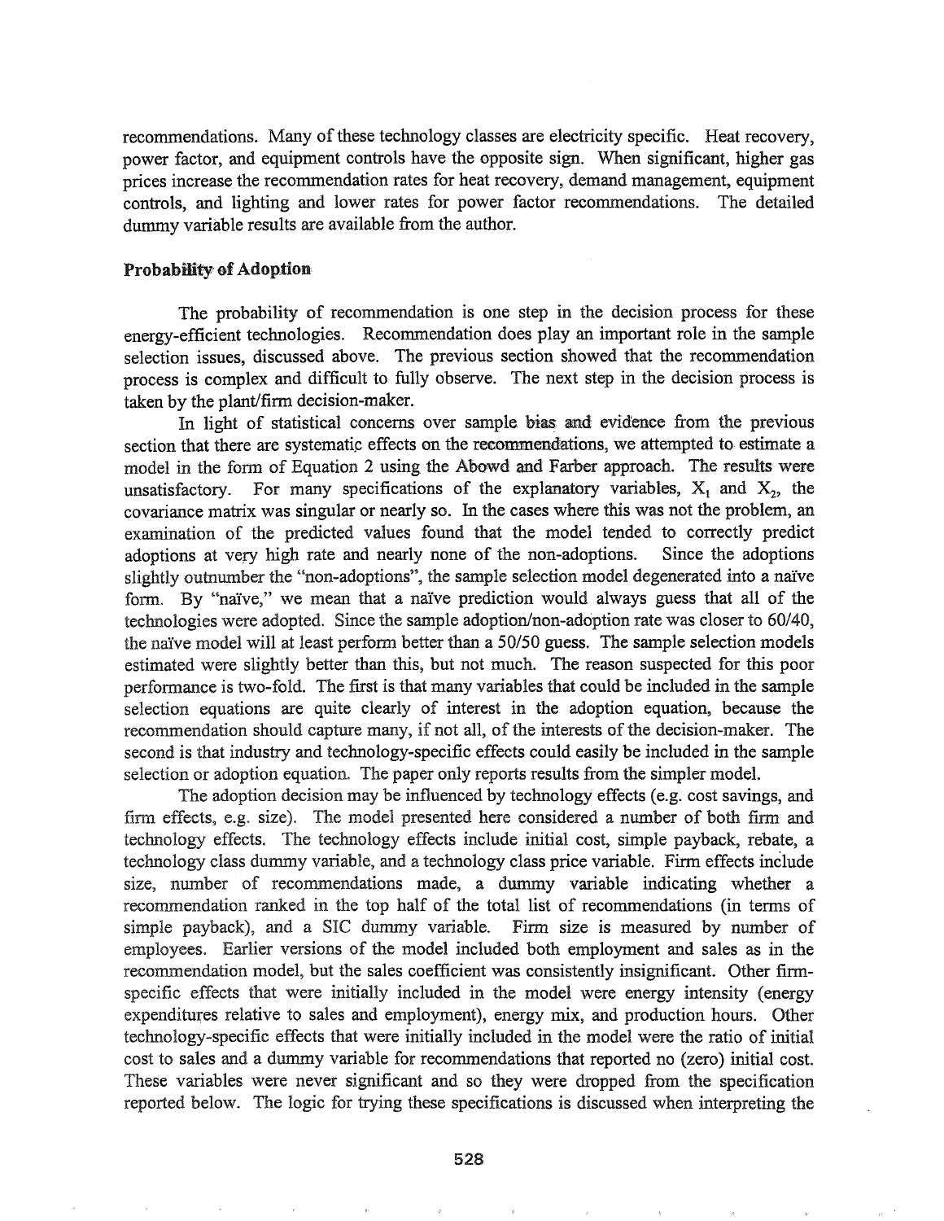recommendations. Many of these technology classes are electricity specific. Heat recovery, power factor, and equipment controls have the opposite sign. When significant, higher gas prices increase the recommendation rates for heat recovery, demand management, equipment controls, and lighting and lower rates for power factor recommendations. The detailed dummy variable results are available from the author.

### Probability of Adoption

The probability of recommendation is one step in the decision process for these energy-efficient technologies. Recommendation does play an important role in the sample selection issues, discussed above. The previous section showed that the recommendation process is complex and difficult to fully observe. The next step in the decision process is taken by the plant/firm decision-maker.

In light of statistical concerns over sample bias and evidence from the previous section that there are systematic effects on the recommendations, we attempted to estimate a model in the form of Equation 2 using the Abowd and Farber approach. The results were unsatisfactory. For many specifications of the explanatory variables, $X_1$ and $X_2$, the covariance matrix was singular or nearly so. In the cases where this was not the problem, an examination of the predicted values found that the model tended to correctly predict adoptions at very high rate and nearly none of the non-adoptions. Since the adoptions slightly outnumber the "non-adoptions", the sample selection model degenerated into a naïve form. By "naïve," we mean that a naïve prediction would always guess that all of the technologies were adopted. Since the sample adoption/non-adoption rate was closer to 60/40, the naïve model will at least perform better than a 50/50 guess. The sample selection models estimated were slightly better than this, but not much. The reason suspected for this poor performance is two-fold. The first is that many variables that could be included in the sample selection equations are quite clearly of interest in the adoption equation, because the recommendation should capture many, if not all, of the interests of the decision-maker. The second is that industry and technology-specific effects could easily be included in the sample selection or adoption equation. The paper only reports results from the simpler model.

The adoption decision may be influenced by technology effects (e.g. cost savings, and firm effects, e.g. size). The model presented here considered a number of both firm and technology effects. The technology effects include initial cost, simple payback, rebate, a technology class dummy variable, and a technology class price variable. Firm effects include size, number of recommendations made, a dummy variable indicating whether a recommendation ranked in the top half of the total list of recommendations (in terms of simple payback), and a SIC dummy variable. Firm size is measured by number of employees. Earlier versions of the model included both employment and sales as in the recommendation model, but the sales coefficient was consistently insignificant. Other firm-specific effects that were initially included in the model were energy intensity (energy expenditures relative to sales and employment), energy mix, and production hours. Other technology-specific effects that were initially included in the model were the ratio of initial cost to sales and a dummy variable for recommendations that reported no (zero) initial cost. These variables were never significant and so they were dropped from the specification reported below. The logic for trying these specifications is discussed when interpreting the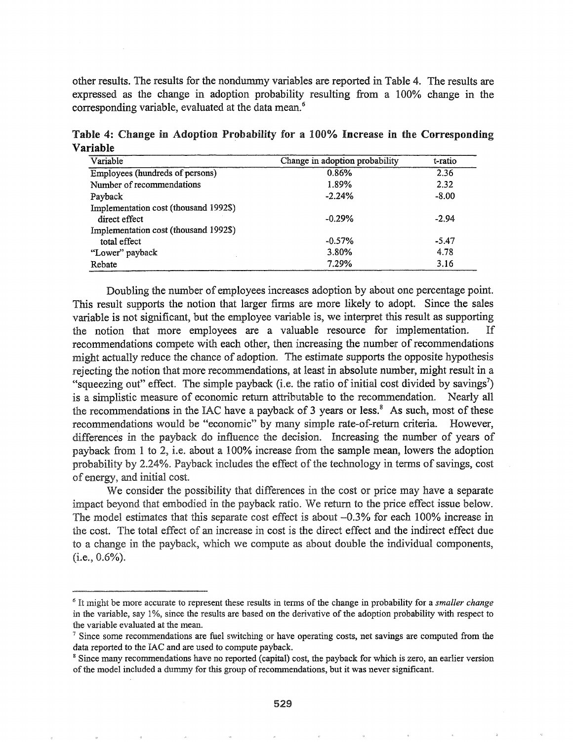other results. The results for the nondummy variables are reported in Table 4. The results are expressed as the change in adoption probability resulting from a 100% change in the corresponding variable, evaluated at the data mean.[6]

**Table 4: Change in Adoption Probability for a 100% Increase in the Corresponding Variable**

| Variable | Change in adoption probability | t-ratio |
|---|---|---|
| Employees (hundreds of persons) | 0.86% | 2.36 |
| Number of recommendations | 1.89% | 2.32 |
| Payback | -2.24% | -8.00 |
| Implementation cost (thousand 1992$) direct effect | -0.29% | -2.94 |
| Implementation cost (thousand 1992$) total effect | -0.57% | -5.47 |
| "Lower" payback | 3.80% | 4.78 |
| Rebate | 7.29% | 3.16 |

Doubling the number of employees increases adoption by about one percentage point. This result supports the notion that larger firms are more likely to adopt. Since the sales variable is not significant, but the employee variable is, we interpret this result as supporting the notion that more employees are a valuable resource for implementation. If recommendations compete with each other, then increasing the number of recommendations might actually reduce the chance of adoption. The estimate supports the opposite hypothesis rejecting the notion that more recommendations, at least in absolute number, might result in a "squeezing out" effect. The simple payback (i.e. the ratio of initial cost divided by savings[7]) is a simplistic measure of economic return attributable to the recommendation. Nearly all the recommendations in the IAC have a payback of 3 years or less.[8] As such, most of these recommendations would be "economic" by many simple rate-of-return criteria. However, differences in the payback do influence the decision. Increasing the number of years of payback from 1 to 2, i.e. about a 100% increase from the sample mean, lowers the adoption probability by 2.24%. Payback includes the effect of the technology in terms of savings, cost of energy, and initial cost.

We consider the possibility that differences in the cost or price may have a separate impact beyond that embodied in the payback ratio. We return to the price effect issue below. The model estimates that this separate cost effect is about –0.3% for each 100% increase in the cost. The total effect of an increase in cost is the direct effect and the indirect effect due to a change in the payback, which we compute as about double the individual components, (i.e., 0.6%).

---

[6] It might be more accurate to represent these results in terms of the change in probability for a *smaller change* in the variable, say 1%, since the results are based on the derivative of the adoption probability with respect to the variable evaluated at the mean.

[7] Since some recommendations are fuel switching or have operating costs, net savings are computed from the data reported to the IAC and are used to compute payback.

[8] Since many recommendations have no reported (capital) cost, the payback for which is zero, an earlier version of the model included a dummy for this group of recommendations, but it was never significant.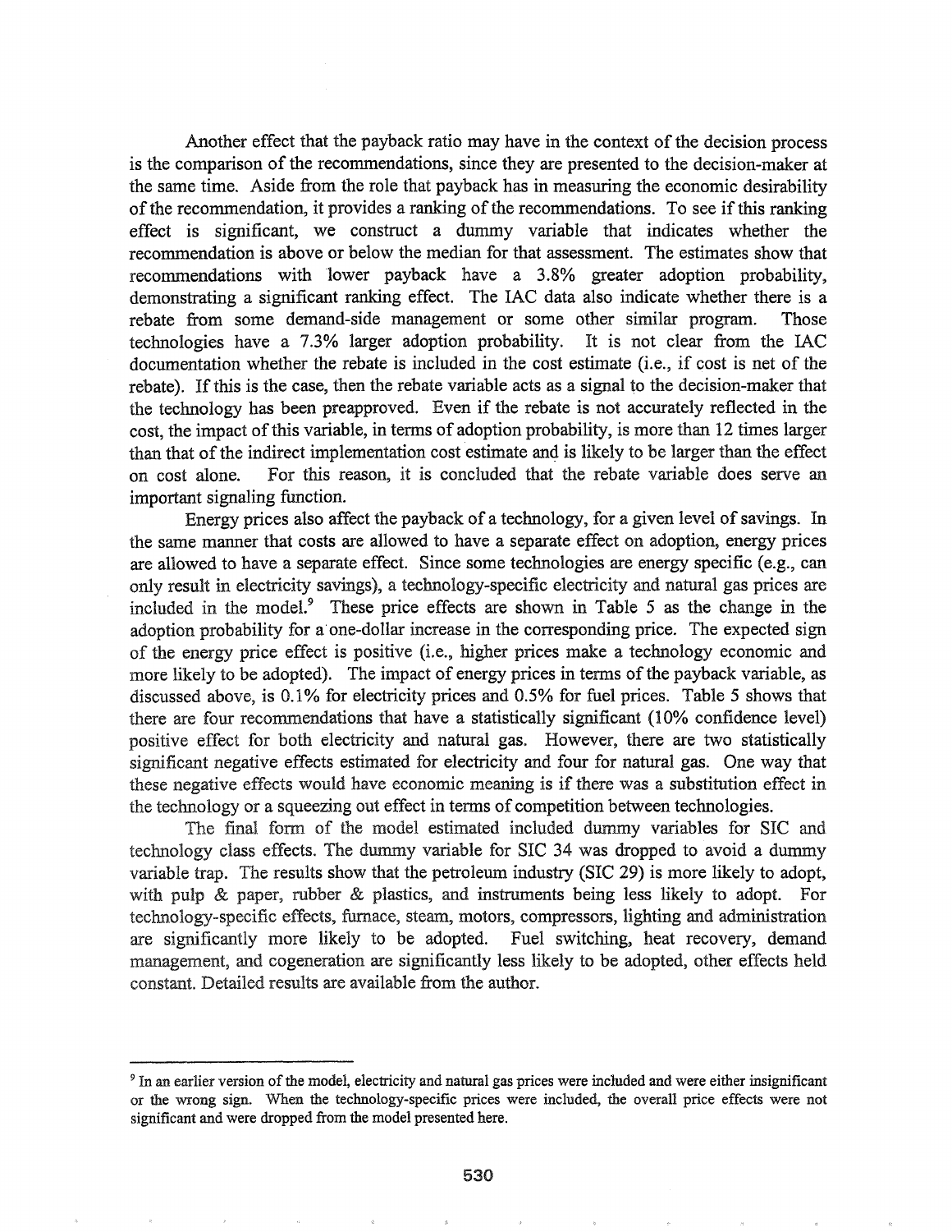Another effect that the payback ratio may have in the context of the decision process is the comparison of the recommendations, since they are presented to the decision-maker at the same time. Aside from the role that payback has in measuring the economic desirability of the recommendation, it provides a ranking of the recommendations. To see if this ranking effect is significant, we construct a dummy variable that indicates whether the recommendation is above or below the median for that assessment. The estimates show that recommendations with lower payback have a 3.8% greater adoption probability, demonstrating a significant ranking effect. The IAC data also indicate whether there is a rebate from some demand-side management or some other similar program. Those technologies have a 7.3% larger adoption probability. It is not clear from the IAC documentation whether the rebate is included in the cost estimate (i.e., if cost is net of the rebate). If this is the case, then the rebate variable acts as a signal to the decision-maker that the technology has been preapproved. Even if the rebate is not accurately reflected in the cost, the impact of this variable, in terms of adoption probability, is more than 12 times larger than that of the indirect implementation cost estimate and is likely to be larger than the effect on cost alone. For this reason, it is concluded that the rebate variable does serve an important signaling function.

Energy prices also affect the payback of a technology, for a given level of savings. In the same manner that costs are allowed to have a separate effect on adoption, energy prices are allowed to have a separate effect. Since some technologies are energy specific (e.g., can only result in electricity savings), a technology-specific electricity and natural gas prices are included in the model.[9] These price effects are shown in Table 5 as the change in the adoption probability for a one-dollar increase in the corresponding price. The expected sign of the energy price effect is positive (i.e., higher prices make a technology economic and more likely to be adopted). The impact of energy prices in terms of the payback variable, as discussed above, is 0.1% for electricity prices and 0.5% for fuel prices. Table 5 shows that there are four recommendations that have a statistically significant (10% confidence level) positive effect for both electricity and natural gas. However, there are two statistically significant negative effects estimated for electricity and four for natural gas. One way that these negative effects would have economic meaning is if there was a substitution effect in the technology or a squeezing out effect in terms of competition between technologies.

The final form of the model estimated included dummy variables for SIC and technology class effects. The dummy variable for SIC 34 was dropped to avoid a dummy variable trap. The results show that the petroleum industry (SIC 29) is more likely to adopt, with pulp & paper, rubber & plastics, and instruments being less likely to adopt. For technology-specific effects, furnace, steam, motors, compressors, lighting and administration are significantly more likely to be adopted. Fuel switching, heat recovery, demand management, and cogeneration are significantly less likely to be adopted, other effects held constant. Detailed results are available from the author.

---

[9] In an earlier version of the model, electricity and natural gas prices were included and were either insignificant or the wrong sign. When the technology-specific prices were included, the overall price effects were not significant and were dropped from the model presented here.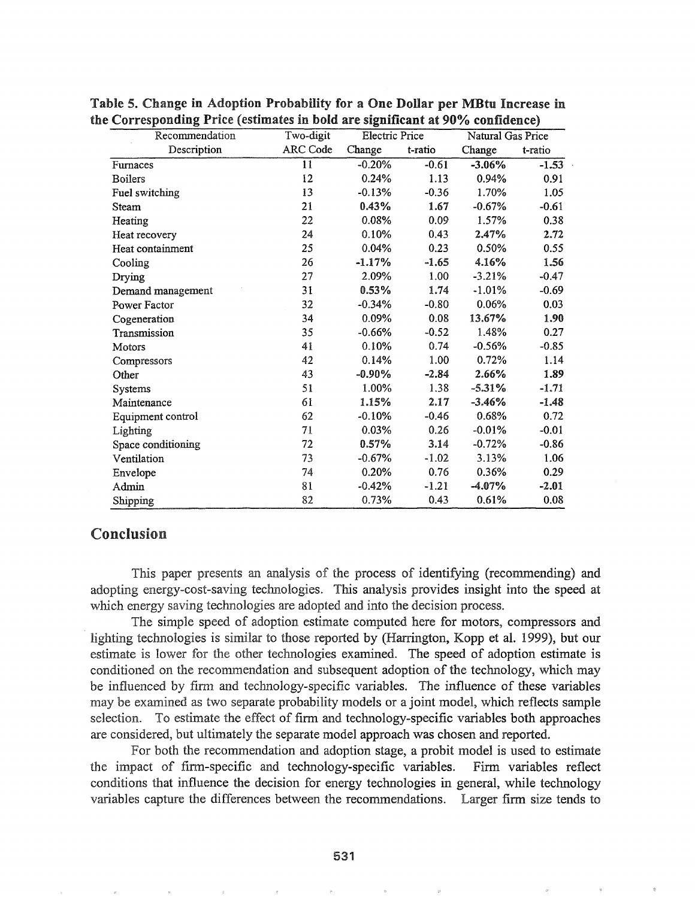**Table 5. Change in Adoption Probability for a One Dollar per MBtu Increase in the Corresponding Price (estimates in bold are significant at 90% confidence)**

| Recommendation | Two-digit | Electric Price | | Natural Gas Price | |
|---|---|---|---|---|---|
| Description | ARC Code | Change | t-ratio | Change | t-ratio |
| Furnaces | 11 | -0.20% | -0.61 | **-3.06%** | **-1.53** |
| Boilers | 12 | 0.24% | 1.13 | 0.94% | 0.91 |
| Fuel switching | 13 | -0.13% | -0.36 | 1.70% | 1.05 |
| Steam | 21 | **0.43%** | **1.67** | -0.67% | -0.61 |
| Heating | 22 | 0.08% | 0.09 | 1.57% | 0.38 |
| Heat recovery | 24 | 0.10% | 0.43 | **2.47%** | **2.72** |
| Heat containment | 25 | 0.04% | 0.23 | 0.50% | 0.55 |
| Cooling | 26 | **-1.17%** | **-1.65** | **4.16%** | **1.56** |
| Drying | 27 | 2.09% | 1.00 | -3.21% | -0.47 |
| Demand management | 31 | **0.53%** | **1.74** | -1.01% | -0.69 |
| Power Factor | 32 | -0.34% | -0.80 | 0.06% | 0.03 |
| Cogeneration | 34 | 0.09% | 0.08 | **13.67%** | **1.90** |
| Transmission | 35 | -0.66% | -0.52 | 1.48% | 0.27 |
| Motors | 41 | 0.10% | 0.74 | -0.56% | -0.85 |
| Compressors | 42 | 0.14% | 1.00 | 0.72% | 1.14 |
| Other | 43 | **-0.90%** | **-2.84** | **2.66%** | **1.89** |
| Systems | 51 | 1.00% | 1.38 | **-5.31%** | **-1.71** |
| Maintenance | 61 | **1.15%** | **2.17** | **-3.46%** | **-1.48** |
| Equipment control | 62 | -0.10% | -0.46 | 0.68% | 0.72 |
| Lighting | 71 | 0.03% | 0.26 | -0.01% | -0.01 |
| Space conditioning | 72 | **0.57%** | **3.14** | -0.72% | -0.86 |
| Ventilation | 73 | -0.67% | -1.02 | 3.13% | 1.06 |
| Envelope | 74 | 0.20% | 0.76 | 0.36% | 0.29 |
| Admin | 81 | -0.42% | -1.21 | **-4.07%** | **-2.01** |
| Shipping | 82 | 0.73% | 0.43 | 0.61% | 0.08 |

## Conclusion

This paper presents an analysis of the process of identifying (recommending) and adopting energy-cost-saving technologies. This analysis provides insight into the speed at which energy saving technologies are adopted and into the decision process.

The simple speed of adoption estimate computed here for motors, compressors and lighting technologies is similar to those reported by (Harrington, Kopp et al. 1999), but our estimate is lower for the other technologies examined. The speed of adoption estimate is conditioned on the recommendation and subsequent adoption of the technology, which may be influenced by firm and technology-specific variables. The influence of these variables may be examined as two separate probability models or a joint model, which reflects sample selection. To estimate the effect of firm and technology-specific variables both approaches are considered, but ultimately the separate model approach was chosen and reported.

For both the recommendation and adoption stage, a probit model is used to estimate the impact of firm-specific and technology-specific variables. Firm variables reflect conditions that influence the decision for energy technologies in general, while technology variables capture the differences between the recommendations. Larger firm size tends to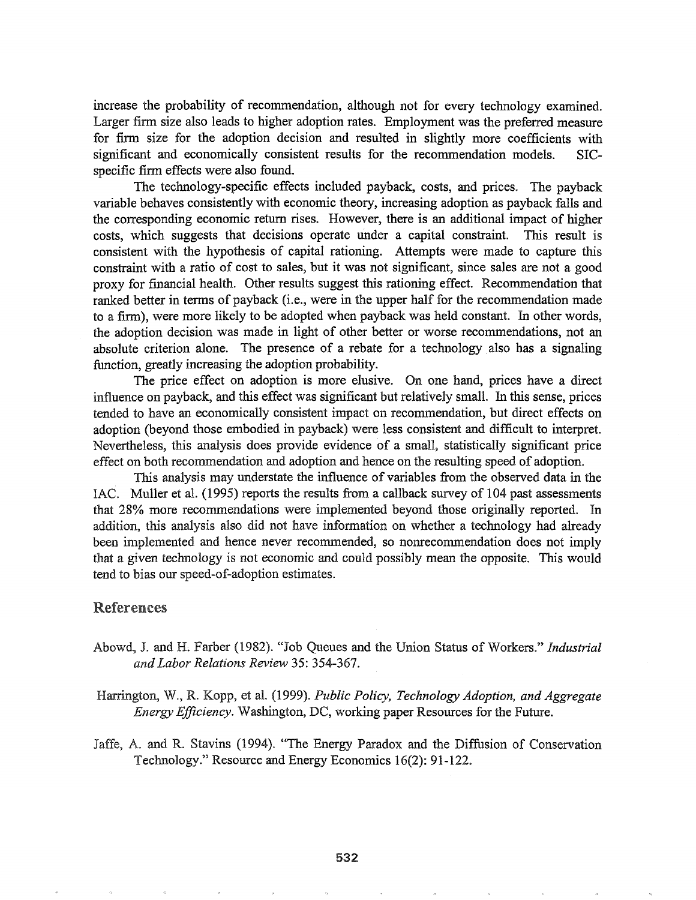increase the probability of recommendation, although not for every technology examined. Larger firm size also leads to higher adoption rates. Employment was the preferred measure for firm size for the adoption decision and resulted in slightly more coefficients with significant and economically consistent results for the recommendation models. SIC-specific firm effects were also found.

The technology-specific effects included payback, costs, and prices. The payback variable behaves consistently with economic theory, increasing adoption as payback falls and the corresponding economic return rises. However, there is an additional impact of higher costs, which suggests that decisions operate under a capital constraint. This result is consistent with the hypothesis of capital rationing. Attempts were made to capture this constraint with a ratio of cost to sales, but it was not significant, since sales are not a good proxy for financial health. Other results suggest this rationing effect. Recommendation that ranked better in terms of payback (i.e., were in the upper half for the recommendation made to a firm), were more likely to be adopted when payback was held constant. In other words, the adoption decision was made in light of other better or worse recommendations, not an absolute criterion alone. The presence of a rebate for a technology also has a signaling function, greatly increasing the adoption probability.

The price effect on adoption is more elusive. On one hand, prices have a direct influence on payback, and this effect was significant but relatively small. In this sense, prices tended to have an economically consistent impact on recommendation, but direct effects on adoption (beyond those embodied in payback) were less consistent and difficult to interpret. Nevertheless, this analysis does provide evidence of a small, statistically significant price effect on both recommendation and adoption and hence on the resulting speed of adoption.

This analysis may understate the influence of variables from the observed data in the IAC. Muller et al. (1995) reports the results from a callback survey of 104 past assessments that 28% more recommendations were implemented beyond those originally reported. In addition, this analysis also did not have information on whether a technology had already been implemented and hence never recommended, so nonrecommendation does not imply that a given technology is not economic and could possibly mean the opposite. This would tend to bias our speed-of-adoption estimates.

## References

Abowd, J. and H. Farber (1982). "Job Queues and the Union Status of Workers." *Industrial and Labor Relations Review* 35: 354-367.

Harrington, W., R. Kopp, et al. (1999). *Public Policy, Technology Adoption, and Aggregate Energy Efficiency*. Washington, DC, working paper Resources for the Future.

Jaffe, A. and R. Stavins (1994). "The Energy Paradox and the Diffusion of Conservation Technology." Resource and Energy Economics 16(2): 91-122.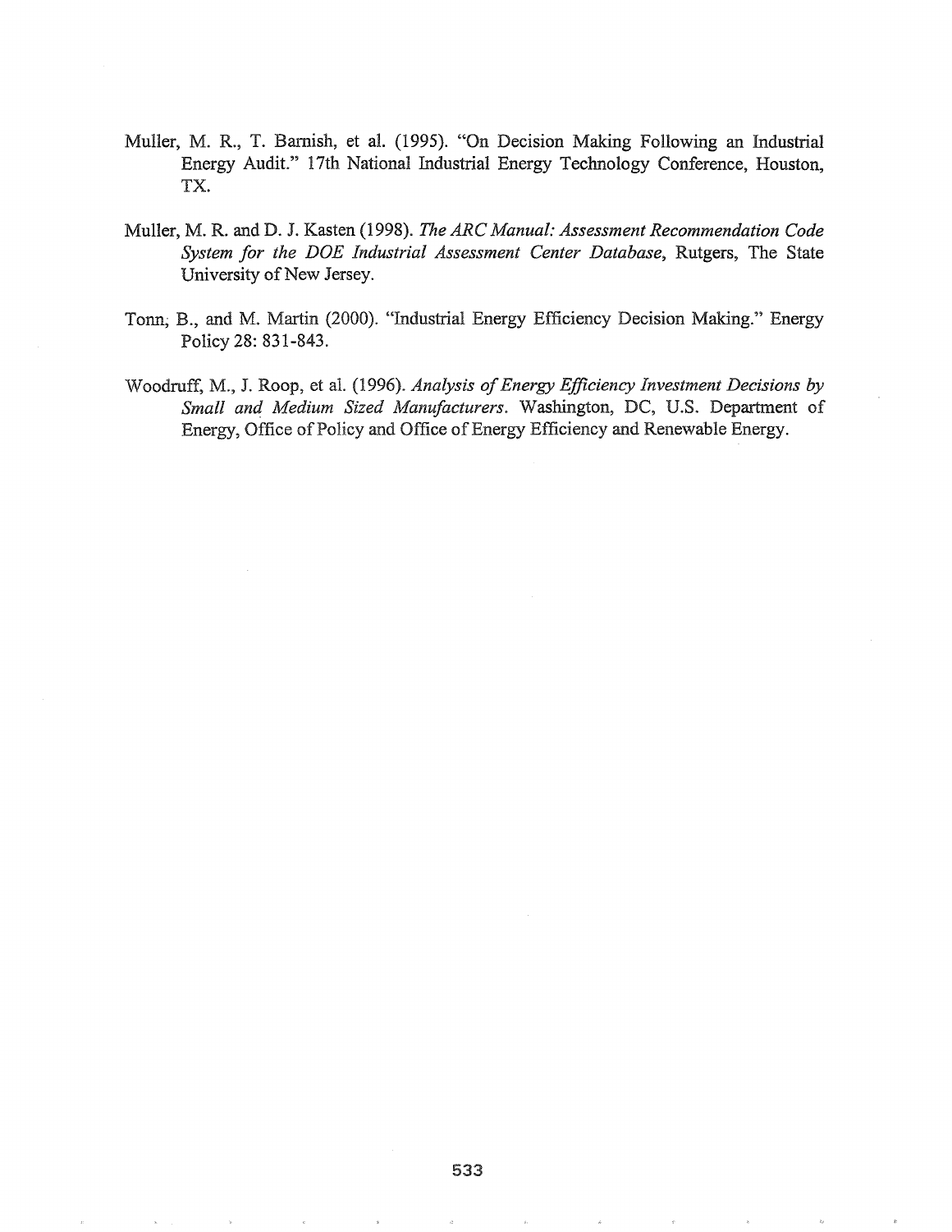Muller, M. R., T. Barnish, et al. (1995). "On Decision Making Following an Industrial Energy Audit." 17th National Industrial Energy Technology Conference, Houston, TX.

Muller, M. R. and D. J. Kasten (1998). *The ARC Manual: Assessment Recommendation Code System for the DOE Industrial Assessment Center Database*, Rutgers, The State University of New Jersey.

Tonn, B., and M. Martin (2000). "Industrial Energy Efficiency Decision Making." Energy Policy 28: 831-843.

Woodruff, M., J. Roop, et al. (1996). *Analysis of Energy Efficiency Investment Decisions by Small and Medium Sized Manufacturers*. Washington, DC, U.S. Department of Energy, Office of Policy and Office of Energy Efficiency and Renewable Energy.